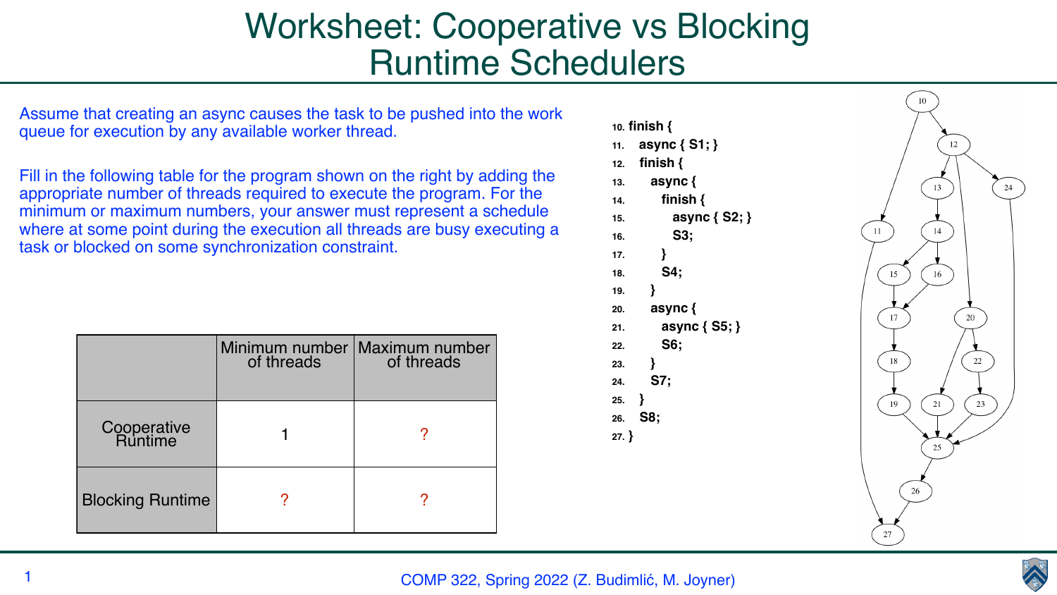# Worksheet: Cooperative vs Blocking Runtime Schedulers

Assume that creating an async causes the task to be pushed into the work queue for execution by any available worker thread.

Fill in the following table for the program shown on the right by adding the appropriate number of threads required to execute the program. For the minimum or maximum numbers, your answer must represent a schedule where at some point during the execution all threads are busy executing a task or blocked on some synchronization constraint.

| | Minimum number of threads | Maximum number of threads |
|---|---|---|
| Cooperative Runtime | 1 | ? |
| Blocking Runtime | ? | ? |

```
10. finish {
11.   async { S1; }
12.   finish {
13.     async {
14.       finish {
15.         async { S2; }
16.         S3;
17.       }
18.       S4;
19.     }
20.     async {
21.       async { S5; }
22.       S6;
23.     }
24.     S7;
25.   }
26.   S8;
27. }
```

COMP 322, Spring 2022 (Z. Budimlić, M. Joyner)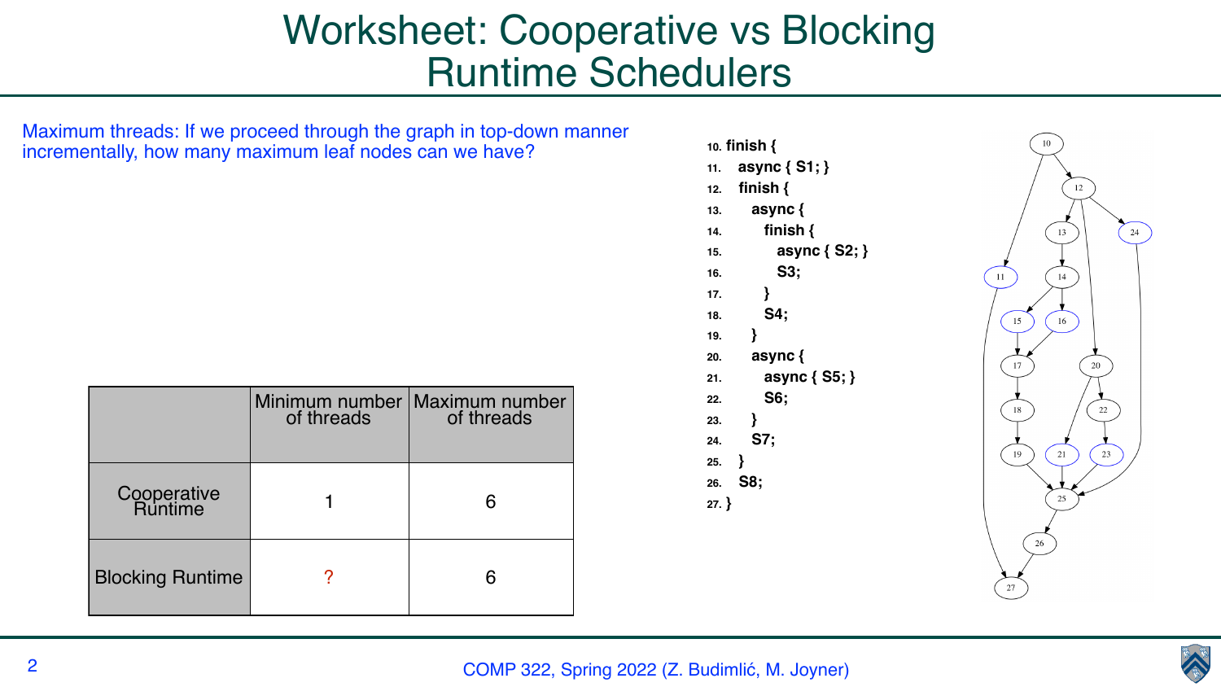# Worksheet: Cooperative vs Blocking Runtime Schedulers

Maximum threads: If we proceed through the graph in top-down manner incrementally, how many maximum leaf nodes can we have?

| | Minimum number of threads | Maximum number of threads |
|---|---|---|
| Cooperative Runtime | 1 | 6 |
| Blocking Runtime | ? | 6 |

```
10. finish {
11.   async { S1; }
12.   finish {
13.     async {
14.       finish {
15.         async { S2; }
16.         S3;
17.       }
18.       S4;
19.     }
20.     async {
21.       async { S5; }
22.       S6;
23.     }
24.     S7;
25.   }
26.   S8;
27. }
```

Computation graph edges: 10 → 11, 10 → 12, 12 → 13, 12 → 20, 12 → 24, 13 → 14, 14 → 15, 14 → 16, 15 → 17, 16 → 17, 17 → 18, 18 → 19, 20 → 21, 20 → 22, 22 → 23, 19 → 25, 21 → 25, 23 → 25, 24 → 25, 25 → 26, 26 → 27, 11 → 27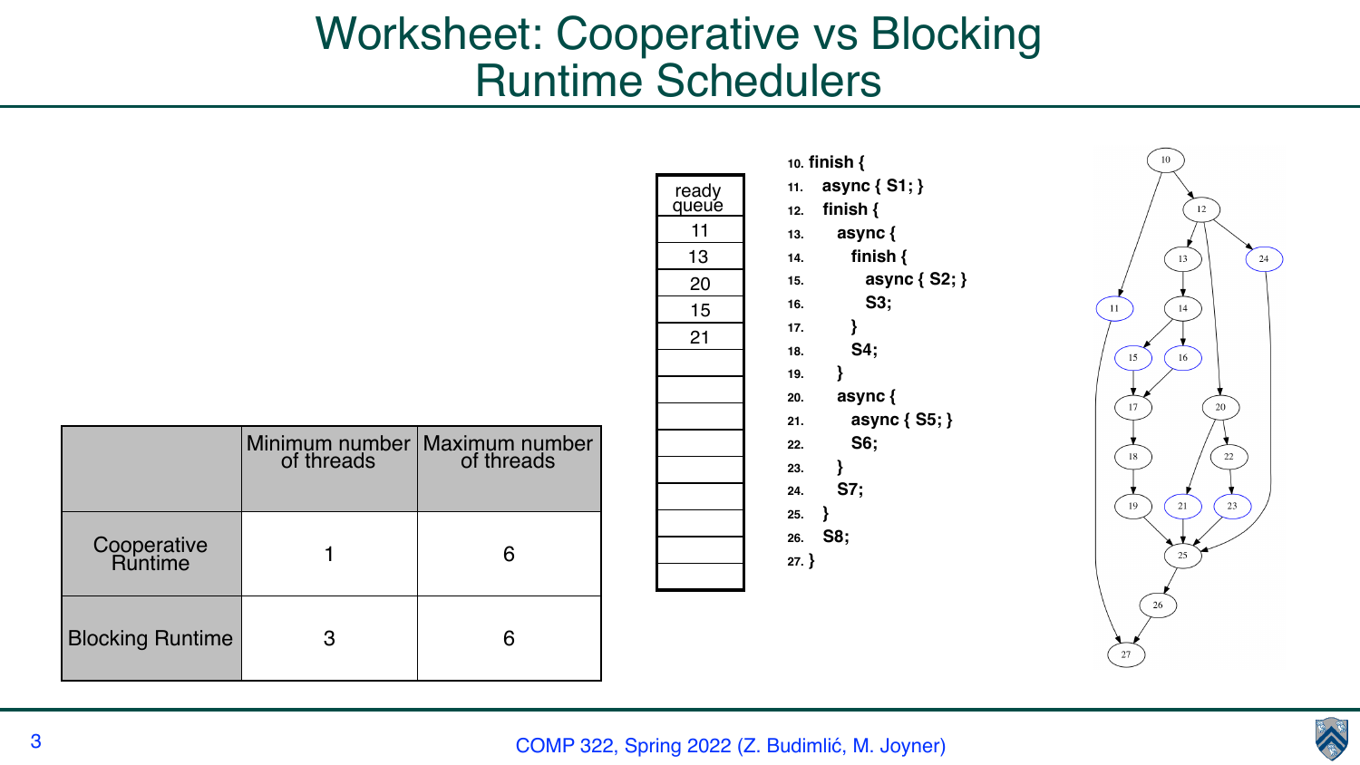# Worksheet: Cooperative vs Blocking Runtime Schedulers

| | Minimum number of threads | Maximum number of threads |
|---|---|---|
| Cooperative Runtime | 1 | 6 |
| Blocking Runtime | 3 | 6 |

| ready queue |
|---|
| 11 |
| 13 |
| 20 |
| 15 |
| 21 |
| |
| |
| |
| |
| |
| |
| |
| |
| |

```
10. finish {
11.   async { S1; }
12.   finish {
13.     async {
14.       finish {
15.         async { S2; }
16.         S3;
17.       }
18.       S4;
19.     }
20.     async {
21.       async { S5; }
22.       S6;
23.     }
24.     S7;
25.   }
26.   S8;
27. }
```

10
12
13
24
11
14
15
16
17
20
18
22
19
21
23
25
26
27

COMP 322, Spring 2022 (Z. Budimlić, M. Joyner)